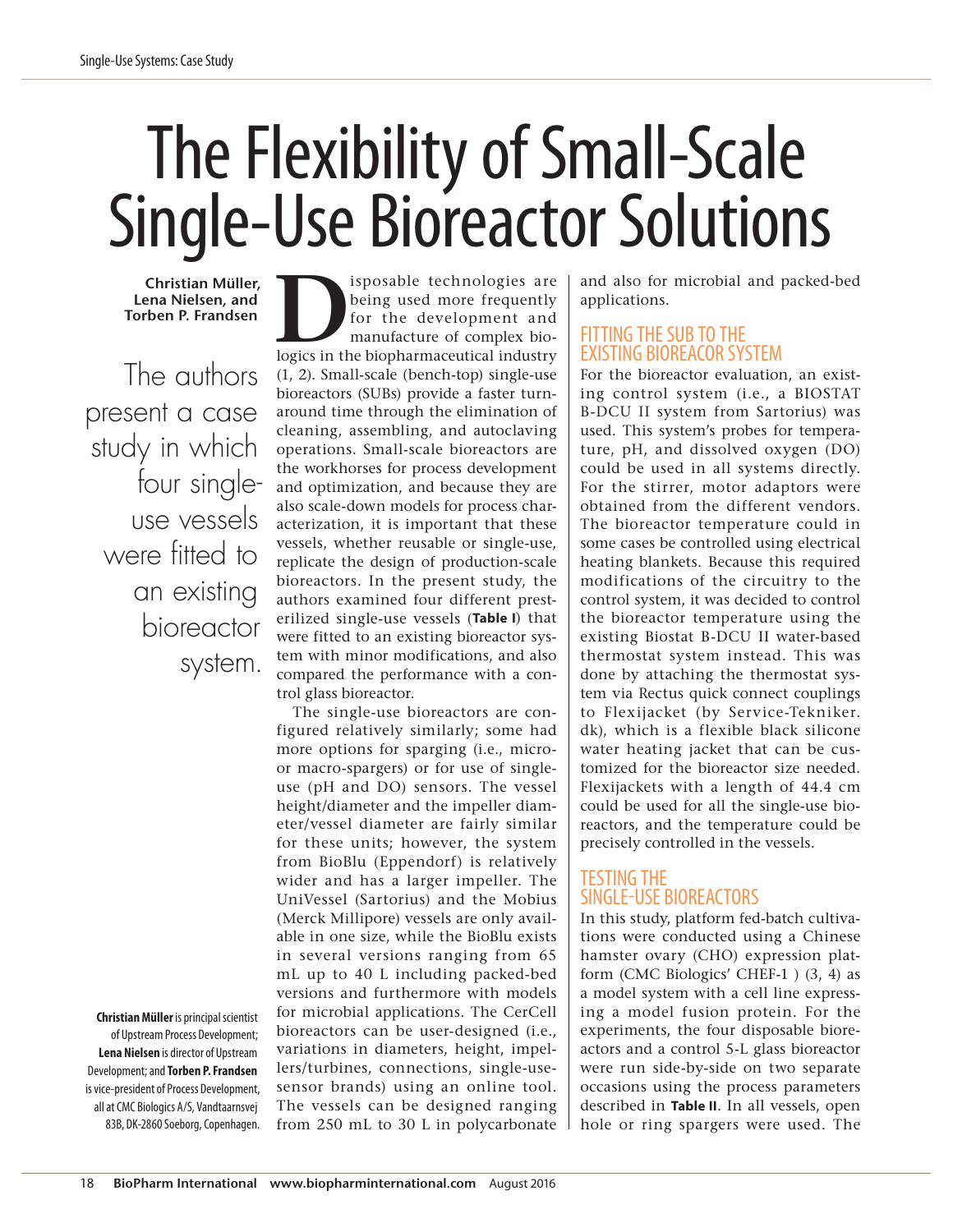# The Flexibility of Small-Scale Single-Use Bioreactor Solutions

**Christian Müller, Lena Nielsen, and Torben P. Frandsen**

The authors present a case study in which four single-use vessels were fitted to an existing bioreactor system.

**Christian Müller** is principal scientist of Upstream Process Development; **Lena Nielsen** is director of Upstream Development; and **Torben P. Frandsen** is vice-president of Process Development, all at CMC Biologics A/S, Vandtaarnsvej 83B, DK-2860 Soeborg, Copenhagen.

Disposable technologies are being used more frequently for the development and manufacture of complex biologics in the biopharmaceutical industry (1, 2). Small-scale (bench-top) single-use bioreactors (SUBs) provide a faster turnaround time through the elimination of cleaning, assembling, and autoclaving operations. Small-scale bioreactors are the workhorses for process development and optimization, and because they are also scale-down models for process characterization, it is important that these vessels, whether reusable or single-use, replicate the design of production-scale bioreactors. In the present study, the authors examined four different presterilized single-use vessels (**Table I**) that were fitted to an existing bioreactor system with minor modifications, and also compared the performance with a control glass bioreactor.

The single-use bioreactors are configured relatively similarly; some had more options for sparging (i.e., micro- or macro-spargers) or for use of single-use (pH and DO) sensors. The vessel height/diameter and the impeller diameter/vessel diameter are fairly similar for these units; however, the system from BioBlu (Eppendorf) is relatively wider and has a larger impeller. The UniVessel (Sartorius) and the Mobius (Merck Millipore) vessels are only available in one size, while the BioBlu exists in several versions ranging from 65 mL up to 40 L including packed-bed versions and furthermore with models for microbial applications. The CerCell bioreactors can be user-designed (i.e., variations in diameters, height, impellers/turbines, connections, single-use-sensor brands) using an online tool. The vessels can be designed ranging from 250 mL to 30 L in polycarbonate and also for microbial and packed-bed applications.

## Fitting the SUB to the existing bioreacor system

For the bioreactor evaluation, an existing control system (i.e., a BIOSTAT B-DCU II system from Sartorius) was used. This system's probes for temperature, pH, and dissolved oxygen (DO) could be used in all systems directly. For the stirrer, motor adaptors were obtained from the different vendors. The bioreactor temperature could in some cases be controlled using electrical heating blankets. Because this required modifications of the circuitry to the control system, it was decided to control the bioreactor temperature using the existing Biostat B-DCU II water-based thermostat system instead. This was done by attaching the thermostat system via Rectus quick connect couplings to Flexijacket (by Service-Tekniker.dk), which is a flexible black silicone water heating jacket that can be customized for the bioreactor size needed. Flexijackets with a length of 44.4 cm could be used for all the single-use bioreactors, and the temperature could be precisely controlled in the vessels.

## Testing the single-use bioreactors

In this study, platform fed-batch cultivations were conducted using a Chinese hamster ovary (CHO) expression platform (CMC Biologics' CHEF-1 ) (3, 4) as a model system with a cell line expressing a model fusion protein. For the experiments, the four disposable bioreactors and a control 5-L glass bioreactor were run side-by-side on two separate occasions using the process parameters described in **Table II**. In all vessels, open hole or ring spargers were used. The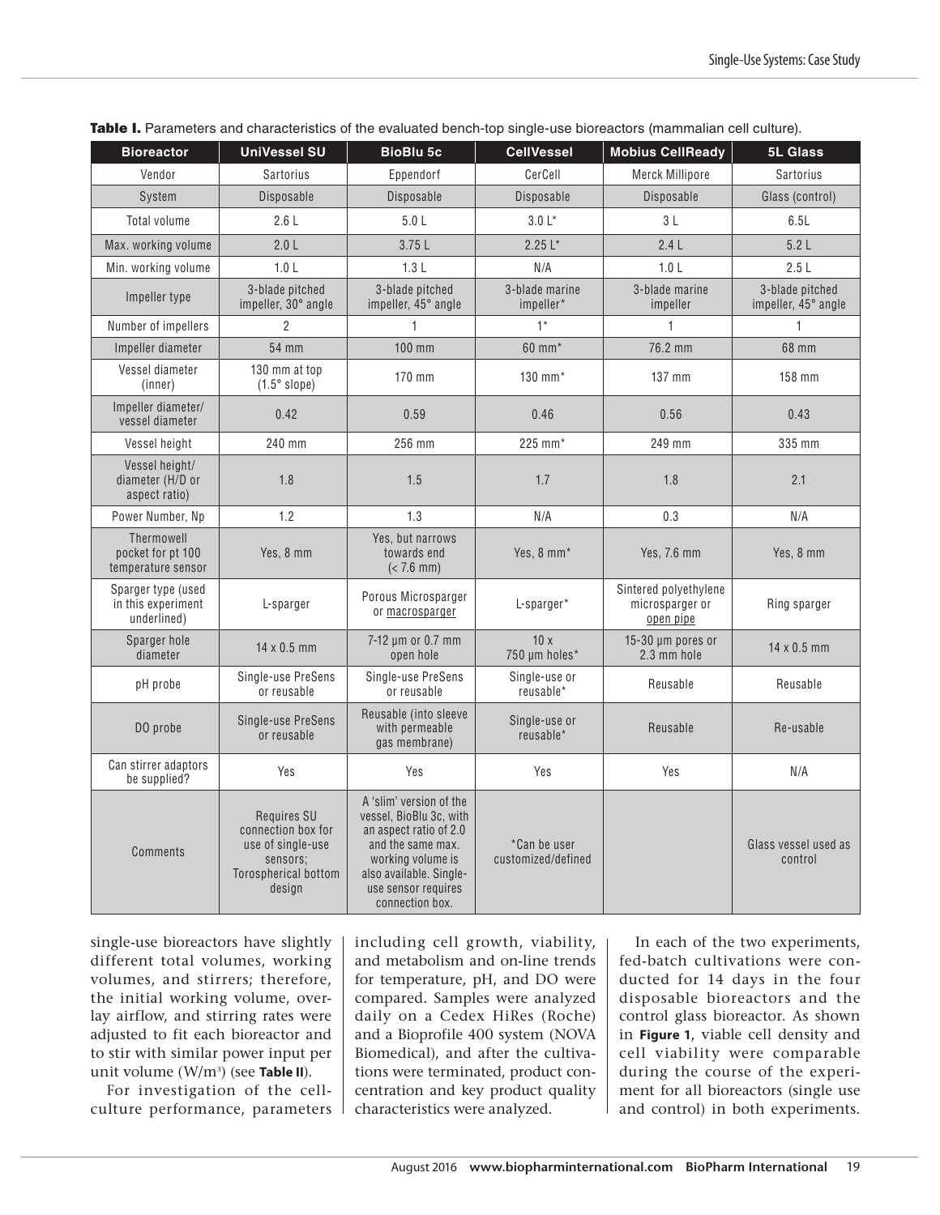**Table I.** Parameters and characteristics of the evaluated bench-top single-use bioreactors (mammalian cell culture).

| Bioreactor | UniVessel SU | BioBlu 5c | CellVessel | Mobius CellReady | 5L Glass |
|---|---|---|---|---|---|
| Vendor | Sartorius | Eppendorf | CerCell | Merck Millipore | Sartorius |
| System | Disposable | Disposable | Disposable | Disposable | Glass (control) |
| Total volume | 2.6 L | 5.0 L | 3.0 L* | 3 L | 6.5L |
| Max. working volume | 2.0 L | 3.75 L | 2.25 L* | 2.4 L | 5.2 L |
| Min. working volume | 1.0 L | 1.3 L | N/A | 1.0 L | 2.5 L |
| Impeller type | 3-blade pitched impeller, 30° angle | 3-blade pitched impeller, 45° angle | 3-blade marine impeller* | 3-blade marine impeller | 3-blade pitched impeller, 45° angle |
| Number of impellers | 2 | 1 | 1* | 1 | 1 |
| Impeller diameter | 54 mm | 100 mm | 60 mm* | 76.2 mm | 68 mm |
| Vessel diameter (inner) | 130 mm at top (1.5° slope) | 170 mm | 130 mm* | 137 mm | 158 mm |
| Impeller diameter/ vessel diameter | 0.42 | 0.59 | 0.46 | 0.56 | 0.43 |
| Vessel height | 240 mm | 256 mm | 225 mm* | 249 mm | 335 mm |
| Vessel height/ diameter (H/D or aspect ratio) | 1.8 | 1.5 | 1.7 | 1.8 | 2.1 |
| Power Number, Np | 1.2 | 1.3 | N/A | 0.3 | N/A |
| Thermowell pocket for pt 100 temperature sensor | Yes, 8 mm | Yes, but narrows towards end (< 7.6 mm) | Yes, 8 mm* | Yes, 7.6 mm | Yes, 8 mm |
| Sparger type (used in this experiment underlined) | L-sparger | Porous Microsparger or macrosparger | L-sparger* | Sintered polyethylene microsparger or open pipe | Ring sparger |
| Sparger hole diameter | 14 x 0.5 mm | 7-12 µm or 0.7 mm open hole | 10 x 750 µm holes* | 15-30 µm pores or 2.3 mm hole | 14 x 0.5 mm |
| pH probe | Single-use PreSens or reusable | Single-use PreSens or reusable | Single-use or reusable* | Reusable | Reusable |
| DO probe | Single-use PreSens or reusable | Reusable (into sleeve with permeable gas membrane) | Single-use or reusable* | Reusable | Re-usable |
| Can stirrer adaptors be supplied? | Yes | Yes | Yes | Yes | N/A |
| Comments | Requires SU connection box for use of single-use sensors; Torospherical bottom design | A 'slim' version of the vessel, BioBlu 3c, with an aspect ratio of 2.0 and the same max. working volume is also available. Single-use sensor requires connection box. | *Can be user customized/defined | | Glass vessel used as control |

single-use bioreactors have slightly different total volumes, working volumes, and stirrers; therefore, the initial working volume, overlay airflow, and stirring rates were adjusted to fit each bioreactor and to stir with similar power input per unit volume ($W/m^3$) (see **Table II**).

For investigation of the cell-culture performance, parameters including cell growth, viability, and metabolism and on-line trends for temperature, pH, and DO were compared. Samples were analyzed daily on a Cedex HiRes (Roche) and a Bioprofile 400 system (NOVA Biomedical), and after the cultivations were terminated, product concentration and key product quality characteristics were analyzed.

In each of the two experiments, fed-batch cultivations were conducted for 14 days in the four disposable bioreactors and the control glass bioreactor. As shown in **Figure 1**, viable cell density and cell viability were comparable during the course of the experiment for all bioreactors (single use and control) in both experiments.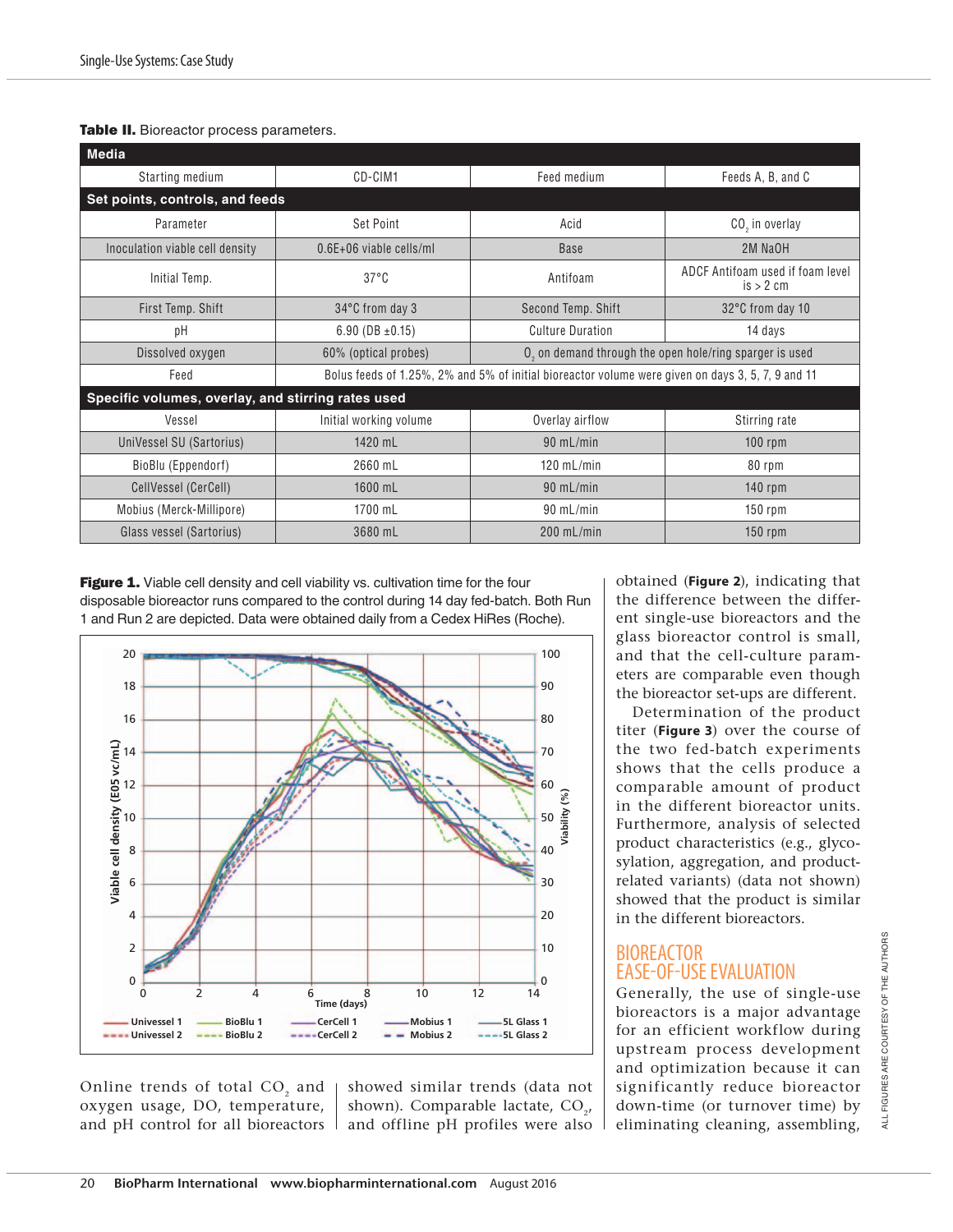**Table II.** Bioreactor process parameters.

| Media | | | |
|---|---|---|---|
| Starting medium | CD-CIM1 | Feed medium | Feeds A, B, and C |
| **Set points, controls, and feeds** | | | |
| Parameter | Set Point | Acid | $CO_2$ in overlay |
| Inoculation viable cell density | 0.6E+06 viable cells/ml | Base | 2M NaOH |
| Initial Temp. | 37°C | Antifoam | ADCF Antifoam used if foam level is > 2 cm |
| First Temp. Shift | 34°C from day 3 | Second Temp. Shift | 32°C from day 10 |
| pH | 6.90 (DB ±0.15) | Culture Duration | 14 days |
| Dissolved oxygen | 60% (optical probes) | $O_2$ on demand through the open hole/ring sparger is used | |
| Feed | Bolus feeds of 1.25%, 2% and 5% of initial bioreactor volume were given on days 3, 5, 7, 9 and 11 | | |
| **Specific volumes, overlay, and stirring rates used** | | | |
| Vessel | Initial working volume | Overlay airflow | Stirring rate |
| UniVessel SU (Sartorius) | 1420 mL | 90 mL/min | 100 rpm |
| BioBlu (Eppendorf) | 2660 mL | 120 mL/min | 80 rpm |
| CellVessel (CerCell) | 1600 mL | 90 mL/min | 140 rpm |
| Mobius (Merck-Millipore) | 1700 mL | 90 mL/min | 150 rpm |
| Glass vessel (Sartorius) | 3680 mL | 200 mL/min | 150 rpm |

**Figure 1.** Viable cell density and cell viability vs. cultivation time for the four disposable bioreactor runs compared to the control during 14 day fed-batch. Both Run 1 and Run 2 are depicted. Data were obtained daily from a Cedex HiRes (Roche).

Viable cell density (E05 vc/mL)
Viability (%)
Time (days)
Univessel 1, Univessel 2, BioBlu 1, BioBlu 2, CerCell 1, CerCell 2, Mobius 1, Mobius 2, 5L Glass 1, 5L Glass 2

Online trends of total $CO_2$ and oxygen usage, DO, temperature, and pH control for all bioreactors showed similar trends (data not shown). Comparable lactate, $CO_2$, and offline pH profiles were also obtained (**Figure 2**), indicating that the difference between the different single-use bioreactors and the glass bioreactor control is small, and that the cell-culture parameters are comparable even though the bioreactor set-ups are different.

Determination of the product titer (**Figure 3**) over the course of the two fed-batch experiments shows that the cells produce a comparable amount of product in the different bioreactor units. Furthermore, analysis of selected product characteristics (e.g., glycosylation, aggregation, and product-related variants) (data not shown) showed that the product is similar in the different bioreactors.

## BIOREACTOR EASE-OF-USE EVALUATION

Generally, the use of single-use bioreactors is a major advantage for an efficient workflow during upstream process development and optimization because it can significantly reduce bioreactor down-time (or turnover time) by eliminating cleaning, assembling,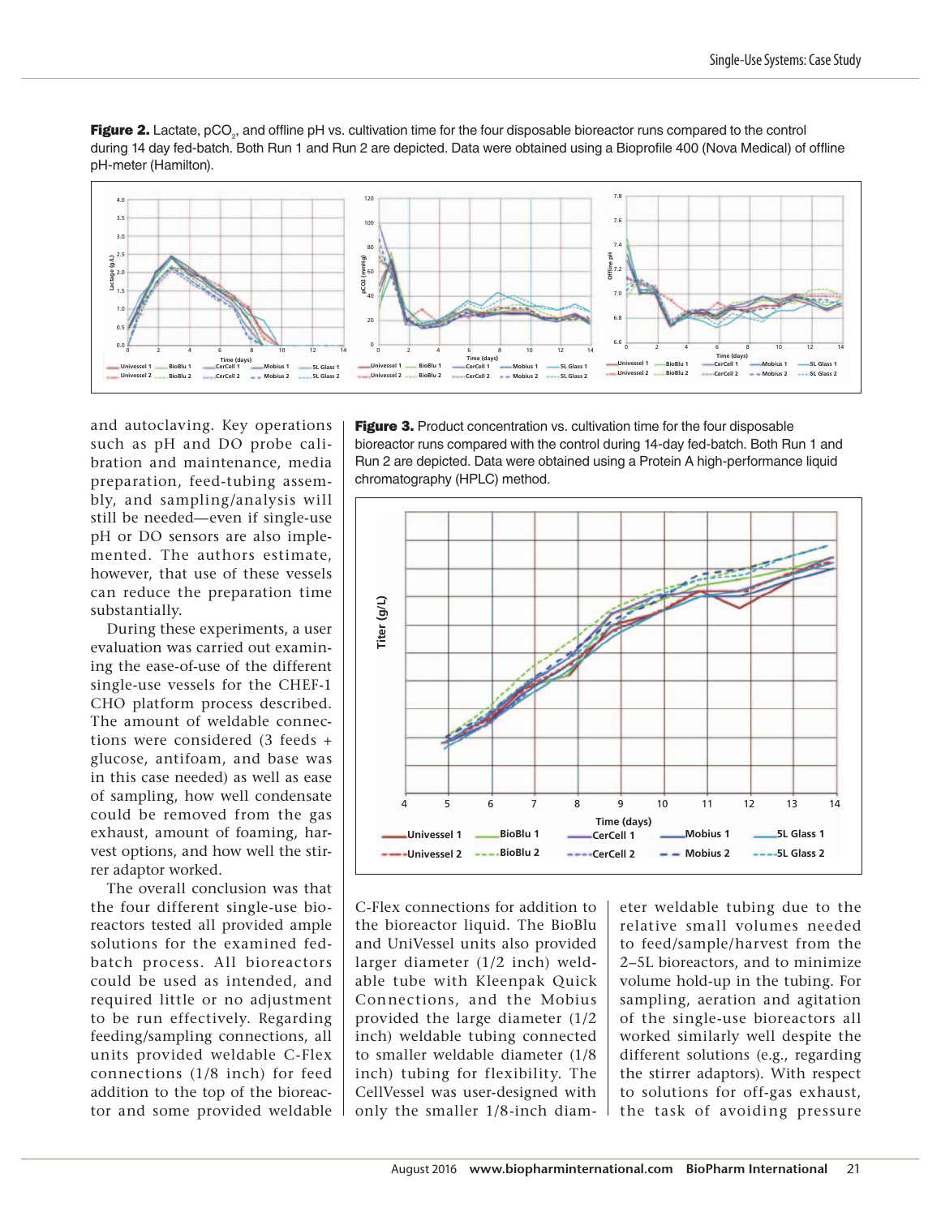**Figure 2.** Lactate, $pCO_2$, and offline pH vs. cultivation time for the four disposable bioreactor runs compared to the control during 14 day fed-batch. Both Run 1 and Run 2 are depicted. Data were obtained using a Bioprofile 400 (Nova Medical) of offline pH-meter (Hamilton).

Lactage (g/L)
4.0
3.5
3.0
2.5
2.0
1.5
1.0
0.5
0.0
0 2 4 6 8 10 12 14
Time (days)
Univessel 1 BioBlu 1 CerCell 1 Mobius 1 5L Glass 1
Univessel 2 BioBlu 2 CerCell 2 Mobius 2 5L Glass 2

pCO2 (mmHg)
120
100
80
60
40
20
0
0 2 4 6 8 10 12 14
Time (days)
Univessel 1 BioBlu 1 CerCell 1 Mobius 1 5L Glass 1
Univessel 2 BioBlu 2 CerCell 2 Mobius 2 5L Glass 2

Offline pH
7.8
7.6
7.4
7.2
7.0
6.8
6.6
0 2 4 6 8 10 12 14
Time (days)
Univessel 1 BioBlu 1 CerCell 1 Mobius 1 5L Glass 1
Univessel 2 BioBlu 2 CerCell 2 Mobius 2 5L Glass 2

and autoclaving. Key operations such as pH and DO probe calibration and maintenance, media preparation, feed-tubing assembly, and sampling/analysis will still be needed—even if single-use pH or DO sensors are also implemented. The authors estimate, however, that use of these vessels can reduce the preparation time substantially.

During these experiments, a user evaluation was carried out examining the ease-of-use of the different single-use vessels for the CHEF-1 CHO platform process described. The amount of weldable connections were considered (3 feeds + glucose, antifoam, and base was in this case needed) as well as ease of sampling, how well condensate could be removed from the gas exhaust, amount of foaming, harvest options, and how well the stirrer adaptor worked.

The overall conclusion was that the four different single-use bioreactors tested all provided ample solutions for the examined fed-batch process. All bioreactors could be used as intended, and required little or no adjustment to be run effectively. Regarding feeding/sampling connections, all units provided weldable C-Flex connections (1/8 inch) for feed addition to the top of the bioreactor and some provided weldable C-Flex connections for addition to the bioreactor liquid. The BioBlu and UniVessel units also provided larger diameter (1/2 inch) weldable tube with Kleenpak Quick Connections, and the Mobius provided the large diameter (1/2 inch) weldable tubing connected to smaller weldable diameter (1/8 inch) tubing for flexibility. The CellVessel was user-designed with only the smaller 1/8-inch diameter weldable tubing due to the relative small volumes needed to feed/sample/harvest from the 2–5L bioreactors, and to minimize volume hold-up in the tubing. For sampling, aeration and agitation of the single-use bioreactors all worked similarly well despite the different solutions (e.g., regarding the stirrer adaptors). With respect to solutions for off-gas exhaust, the task of avoiding pressure

**Figure 3.** Product concentration vs. cultivation time for the four disposable bioreactor runs compared with the control during 14-day fed-batch. Both Run 1 and Run 2 are depicted. Data were obtained using a Protein A high-performance liquid chromatography (HPLC) method.

Titer (g/L)
4 5 6 7 8 9 10 11 12 13 14
Time (days)
Univessel 1 BioBlu 1 CerCell 1 Mobius 1 5L Glass 1
Univessel 2 BioBlu 2 CerCell 2 Mobius 2 5L Glass 2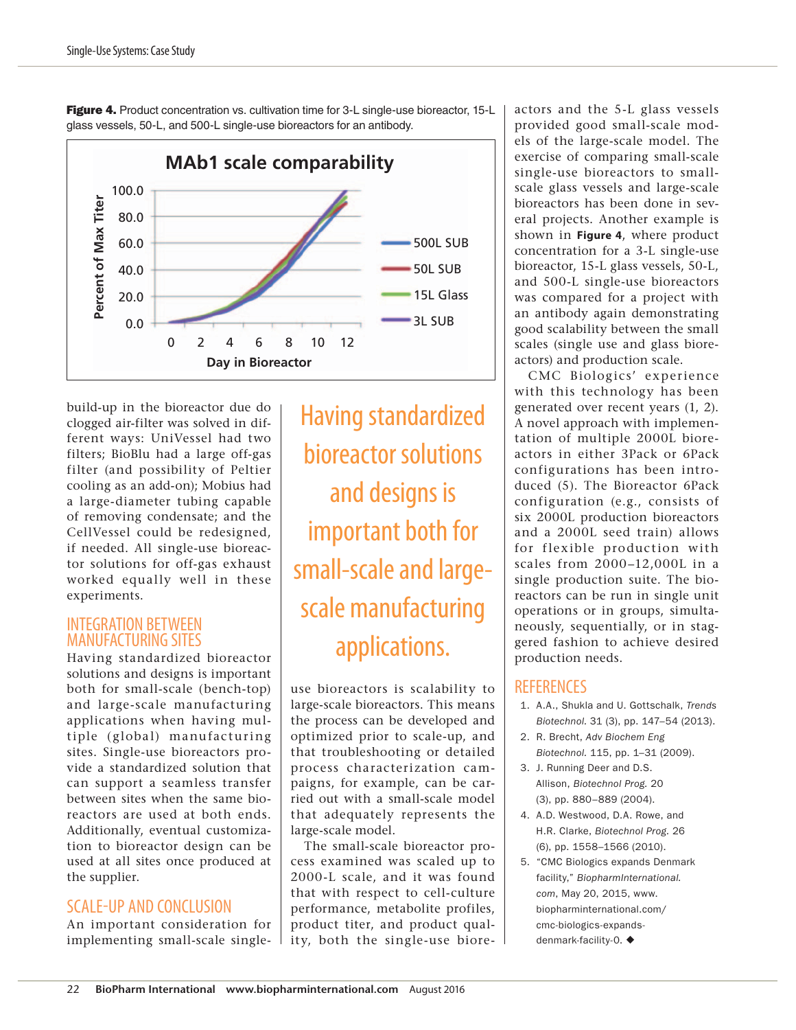**Figure 4.** Product concentration vs. cultivation time for 3-L single-use bioreactor, 15-L glass vessels, 50-L, and 500-L single-use bioreactors for an antibody.

MAb1 scale comparability

Percent of Max Titer

100.0
80.0
60.0
40.0
20.0
0.0

0 2 4 6 8 10 12

Day in Bioreactor

500L SUB
50L SUB
15L Glass
3L SUB

build-up in the bioreactor due do clogged air-filter was solved in different ways: UniVessel had two filters; BioBlu had a large off-gas filter (and possibility of Peltier cooling as an add-on); Mobius had a large-diameter tubing capable of removing condensate; and the CellVessel could be redesigned, if needed. All single-use bioreactor solutions for off-gas exhaust worked equally well in these experiments.

## INTEGRATION BETWEEN MANUFACTURING SITES

Having standardized bioreactor solutions and designs is important both for small-scale (bench-top) and large-scale manufacturing applications when having multiple (global) manufacturing sites. Single-use bioreactors provide a standardized solution that can support a seamless transfer between sites when the same bioreactors are used at both ends. Additionally, eventual customization to bioreactor design can be used at all sites once produced at the supplier.

## SCALE-UP AND CONCLUSION

An important consideration for implementing small-scale single-use bioreactors is scalability to large-scale bioreactors. This means the process can be developed and optimized prior to scale-up, and that troubleshooting or detailed process characterization campaigns, for example, can be carried out with a small-scale model that adequately represents the large-scale model.

The small-scale bioreactor process examined was scaled up to 2000-L scale, and it was found that with respect to cell-culture performance, metabolite profiles, product titer, and product quality, both the single-use bioreactors and the 5-L glass vessels provided good small-scale models of the large-scale model. The exercise of comparing small-scale single-use bioreactors to small-scale glass vessels and large-scale bioreactors has been done in several projects. Another example is shown in **Figure 4**, where product concentration for a 3-L single-use bioreactor, 15-L glass vessels, 50-L, and 500-L single-use bioreactors was compared for a project with an antibody again demonstrating good scalability between the small scales (single use and glass bioreactors) and production scale.

CMC Biologics' experience with this technology has been generated over recent years (1, 2). A novel approach with implementation of multiple 2000L bioreactors in either 3Pack or 6Pack configurations has been introduced (5). The Bioreactor 6Pack configuration (e.g., consists of six 2000L production bioreactors and a 2000L seed train) allows for flexible production with scales from 2000–12,000L in a single production suite. The bioreactors can be run in single unit operations or in groups, simultaneously, sequentially, or in staggered fashion to achieve desired production needs.

> Having standardized bioreactor solutions and designs is important both for small-scale and large-scale manufacturing applications.

## REFERENCES

1. A.A., Shukla and U. Gottschalk, *Trends Biotechnol.* 31 (3), pp. 147–54 (2013).
2. R. Brecht, *Adv Biochem Eng Biotechnol.* 115, pp. 1–31 (2009).
3. J. Running Deer and D.S. Allison, *Biotechnol Prog.* 20 (3), pp. 880–889 (2004).
4. A.D. Westwood, D.A. Rowe, and H.R. Clarke, *Biotechnol Prog.* 26 (6), pp. 1558–1566 (2010).
5. "CMC Biologics expands Denmark facility," *BiopharmInternational.com*, May 20, 2015, www.biopharminternational.com/cmc-biologics-expands-denmark-facility-0. ◆